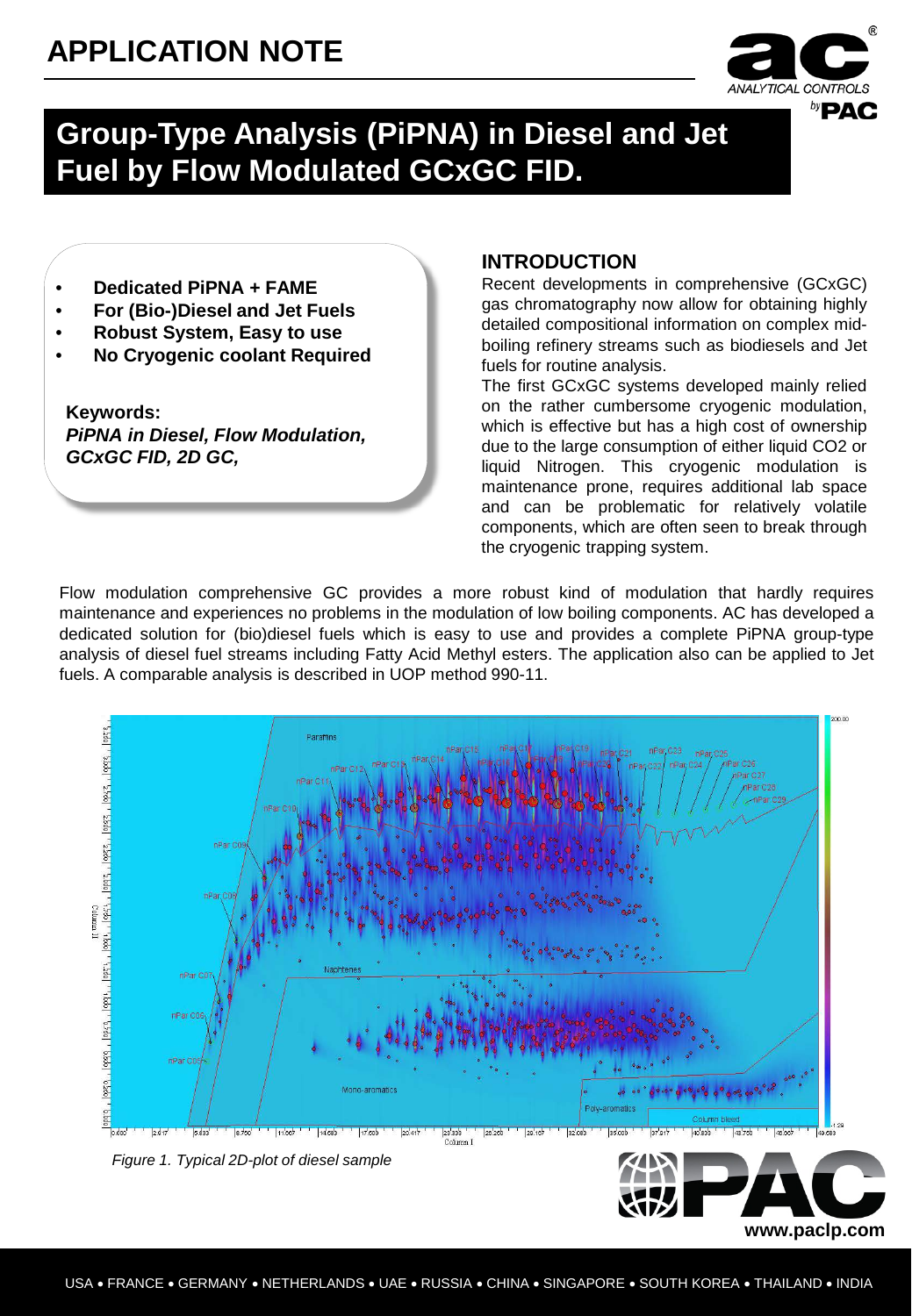# APPLICATION NOTE

# Group-Type Analysis (PiPNA) in Diesel and Jet Fuel by Flow Modulated GCxGC FID.

- **Dedicated PiPNA + FAME**
- **For (Bio-)Diesel and Jet Fuels**
- **Robust System, Easy to use**
- **No Cryogenic coolant Required**

**Keywords:**
***PiPNA in Diesel, Flow Modulation, GCxGC FID, 2D GC,***

## INTRODUCTION

Recent developments in comprehensive (GCxGC) gas chromatography now allow for obtaining highly detailed compositional information on complex mid-boiling refinery streams such as biodiesels and Jet fuels for routine analysis.

The first GCxGC systems developed mainly relied on the rather cumbersome cryogenic modulation, which is effective but has a high cost of ownership due to the large consumption of either liquid $CO_2$ or liquid Nitrogen. This cryogenic modulation is maintenance prone, requires additional lab space and can be problematic for relatively volatile components, which are often seen to break through the cryogenic trapping system.

Flow modulation comprehensive GC provides a more robust kind of modulation that hardly requires maintenance and experiences no problems in the modulation of low boiling components. AC has developed a dedicated solution for (bio)diesel fuels which is easy to use and provides a complete PiPNA group-type analysis of diesel fuel streams including Fatty Acid Methyl esters. The application also can be applied to Jet fuels. A comparable analysis is described in UOP method 990-11.

*Figure 1. Typical 2D-plot of diesel sample*

www.paclp.com

USA • FRANCE • GERMANY • NETHERLANDS • UAE • RUSSIA • CHINA • SINGAPORE • SOUTH KOREA • THAILAND • INDIA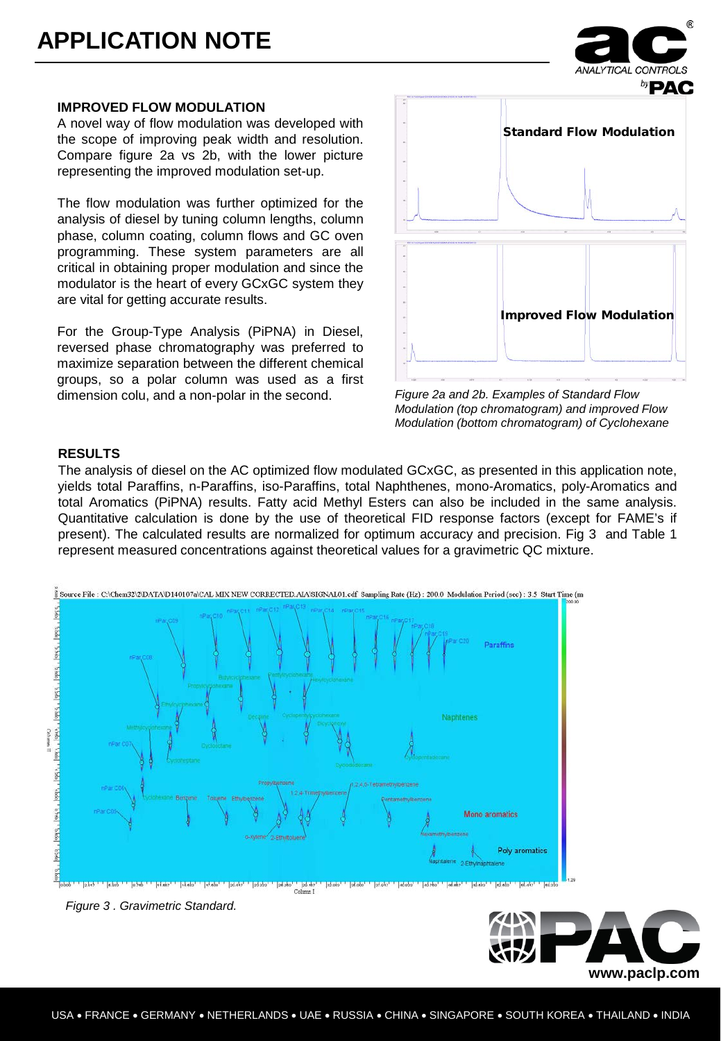# APPLICATION NOTE

## IMPROVED FLOW MODULATION

A novel way of flow modulation was developed with the scope of improving peak width and resolution. Compare figure 2a vs 2b, with the lower picture representing the improved modulation set-up.

The flow modulation was further optimized for the analysis of diesel by tuning column lengths, column phase, column coating, column flows and GC oven programming. These system parameters are all critical in obtaining proper modulation and since the modulator is the heart of every GCxGC system they are vital for getting accurate results.

For the Group-Type Analysis (PiPNA) in Diesel, reversed phase chromatography was preferred to maximize separation between the different chemical groups, so a polar column was used as a first dimension colu, and a non-polar in the second.

*Figure 2a and 2b. Examples of Standard Flow Modulation (top chromatogram) and improved Flow Modulation (bottom chromatogram) of Cyclohexane*

## RESULTS

The analysis of diesel on the AC optimized flow modulated GCxGC, as presented in this application note, yields total Paraffins, n-Paraffins, iso-Paraffins, total Naphthenes, mono-Aromatics, poly-Aromatics and total Aromatics (PiPNA) results. Fatty acid Methyl Esters can also be included in the same analysis. Quantitative calculation is done by the use of theoretical FID response factors (except for FAME's if present). The calculated results are normalized for optimum accuracy and precision. Fig 3 and Table 1 represent measured concentrations against theoretical values for a gravimetric QC mixture.

*Figure 3 . Gravimetric Standard.*

www.paclp.com

USA • FRANCE • GERMANY • NETHERLANDS • UAE • RUSSIA • CHINA • SINGAPORE • SOUTH KOREA • THAILAND • INDIA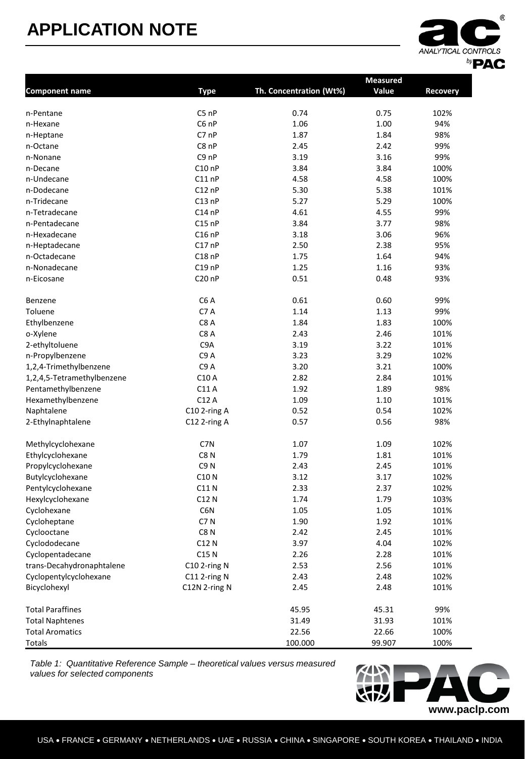| Component name | Type | Th. Concentration (Wt%) | Measured Value | Recovery |
|---|---|---|---|---|
| n-Pentane | C5 nP | 0.74 | 0.75 | 102% |
| n-Hexane | C6 nP | 1.06 | 1.00 | 94% |
| n-Heptane | C7 nP | 1.87 | 1.84 | 98% |
| n-Octane | C8 nP | 2.45 | 2.42 | 99% |
| n-Nonane | C9 nP | 3.19 | 3.16 | 99% |
| n-Decane | C10 nP | 3.84 | 3.84 | 100% |
| n-Undecane | C11 nP | 4.58 | 4.58 | 100% |
| n-Dodecane | C12 nP | 5.30 | 5.38 | 101% |
| n-Tridecane | C13 nP | 5.27 | 5.29 | 100% |
| n-Tetradecane | C14 nP | 4.61 | 4.55 | 99% |
| n-Pentadecane | C15 nP | 3.84 | 3.77 | 98% |
| n-Hexadecane | C16 nP | 3.18 | 3.06 | 96% |
| n-Heptadecane | C17 nP | 2.50 | 2.38 | 95% |
| n-Octadecane | C18 nP | 1.75 | 1.64 | 94% |
| n-Nonadecane | C19 nP | 1.25 | 1.16 | 93% |
| n-Eicosane | C20 nP | 0.51 | 0.48 | 93% |
| Benzene | C6 A | 0.61 | 0.60 | 99% |
| Toluene | C7 A | 1.14 | 1.13 | 99% |
| Ethylbenzene | C8 A | 1.84 | 1.83 | 100% |
| o-Xylene | C8 A | 2.43 | 2.46 | 101% |
| 2-ethyltoluene | C9A | 3.19 | 3.22 | 101% |
| n-Propylbenzene | C9 A | 3.23 | 3.29 | 102% |
| 1,2,4-Trimethylbenzene | C9 A | 3.20 | 3.21 | 100% |
| 1,2,4,5-Tetramethylbenzene | C10 A | 2.82 | 2.84 | 101% |
| Pentamethylbenzene | C11 A | 1.92 | 1.89 | 98% |
| Hexamethylbenzene | C12 A | 1.09 | 1.10 | 101% |
| Naphtalene | C10 2-ring A | 0.52 | 0.54 | 102% |
| 2-Ethylnaphtalene | C12 2-ring A | 0.57 | 0.56 | 98% |
| Methylcyclohexane | C7N | 1.07 | 1.09 | 102% |
| Ethylcyclohexane | C8 N | 1.79 | 1.81 | 101% |
| Propylcyclohexane | C9 N | 2.43 | 2.45 | 101% |
| Butylcyclohexane | C10 N | 3.12 | 3.17 | 102% |
| Pentylcyclohexane | C11 N | 2.33 | 2.37 | 102% |
| Hexylcyclohexane | C12 N | 1.74 | 1.79 | 103% |
| Cyclohexane | C6N | 1.05 | 1.05 | 101% |
| Cycloheptane | C7 N | 1.90 | 1.92 | 101% |
| Cyclooctane | C8 N | 2.42 | 2.45 | 101% |
| Cyclododecane | C12 N | 3.97 | 4.04 | 102% |
| Cyclopentadecane | C15 N | 2.26 | 2.28 | 101% |
| trans-Decahydronaphtalene | C10 2-ring N | 2.53 | 2.56 | 101% |
| Cyclopentylcyclohexane | C11 2-ring N | 2.43 | 2.48 | 102% |
| Bicyclohexyl | C12N 2-ring N | 2.45 | 2.48 | 101% |
| Total Paraffines | | 45.95 | 45.31 | 99% |
| Total Naphtenes | | 31.49 | 31.93 | 101% |
| Total Aromatics | | 22.56 | 22.66 | 100% |
| Totals | | 100.000 | 99.907 | 100% |

*Table 1: Quantitative Reference Sample – theoretical values versus measured values for selected components*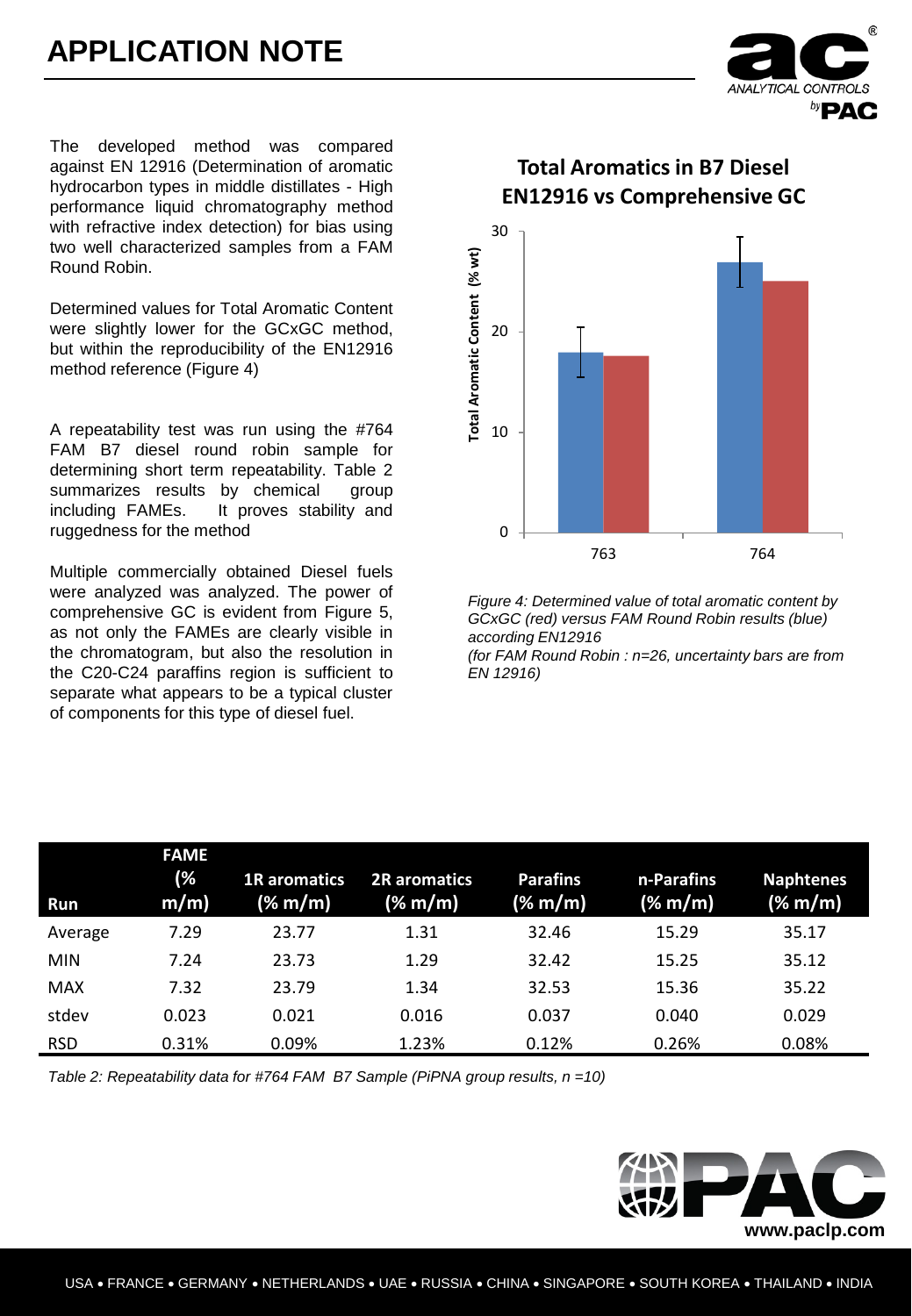The developed method was compared against EN 12916 (Determination of aromatic hydrocarbon types in middle distillates - High performance liquid chromatography method with refractive index detection) for bias using two well characterized samples from a FAM Round Robin.

Determined values for Total Aromatic Content were slightly lower for the GCxGC method, but within the reproducibility of the EN12916 method reference (Figure 4)

A repeatability test was run using the #764 FAM B7 diesel round robin sample for determining short term repeatability. Table 2 summarizes results by chemical group including FAMEs. It proves stability and ruggedness for the method

Multiple commercially obtained Diesel fuels were analyzed was analyzed. The power of comprehensive GC is evident from Figure 5, as not only the FAMEs are clearly visible in the chromatogram, but also the resolution in the C20-C24 paraffins region is sufficient to separate what appears to be a typical cluster of components for this type of diesel fuel.

**Total Aromatics in B7 Diesel EN12916 vs Comprehensive GC**

*Figure 4: Determined value of total aromatic content by GCxGC (red) versus FAM Round Robin results (blue) according EN12916 (for FAM Round Robin : n=26, uncertainty bars are from EN 12916)*

| Run | FAME (% m/m) | 1R aromatics (% m/m) | 2R aromatics (% m/m) | Parafins (% m/m) | n-Parafins (% m/m) | Naphtenes (% m/m) |
|---|---|---|---|---|---|---|
| Average | 7.29 | 23.77 | 1.31 | 32.46 | 15.29 | 35.17 |
| MIN | 7.24 | 23.73 | 1.29 | 32.42 | 15.25 | 35.12 |
| MAX | 7.32 | 23.79 | 1.34 | 32.53 | 15.36 | 35.22 |
| stdev | 0.023 | 0.021 | 0.016 | 0.037 | 0.040 | 0.029 |
| RSD | 0.31% | 0.09% | 1.23% | 0.12% | 0.26% | 0.08% |

*Table 2: Repeatability data for #764 FAM B7 Sample (PiPNA group results, n =10)*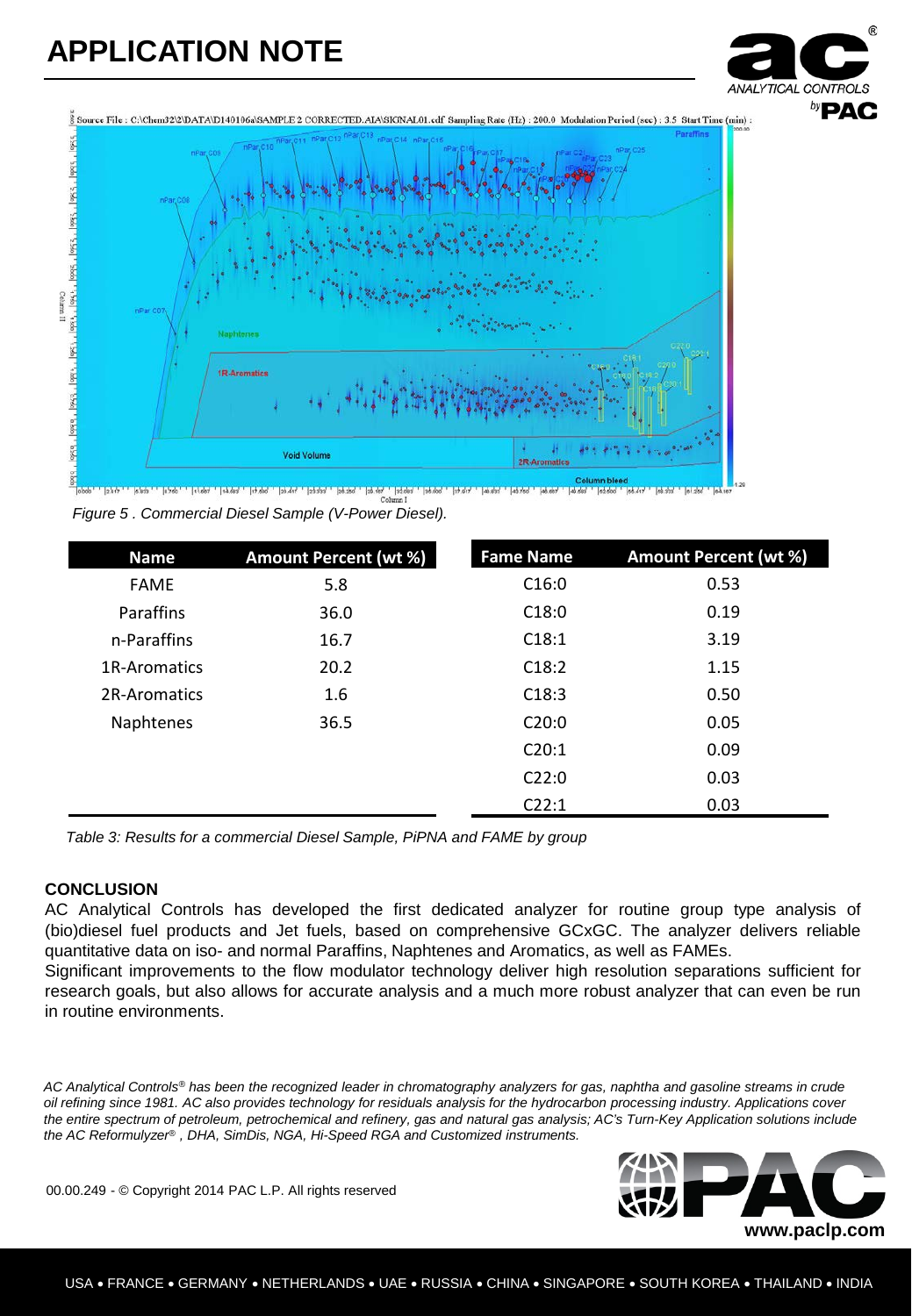# APPLICATION NOTE

Source File : C:\Chem32\2\DATA\D140106a\SAMPLE 2 CORRECTED.AIA\SIGNAL01.cdf Sampling Rate (Hz) : 200.0 Modulation Period (sec) : 3.5 Start Time (min) :

Paraffins
nPar C07
nPar C08
nPar C09
nPar C10
nPar C11
nPar C12
nPar C13
nPar C14
nPar C15
nPar C16
nPar C17
nPar C18
nPar C19
nPar C20
nPar C21
nPar C22
nPar C23
nPar C24
nPar C25
Naphtenes
1R-Aromatics
Void Volume
2R-Aromatics
Column bleed
C16:0
C18:0
C18:1
C18:2
C18:3
C20:0
C20:1
C22:0
C22:1
Column I
Column II

*Figure 5 . Commercial Diesel Sample (V-Power Diesel).*

| Name | Amount Percent (wt %) |
|---|---|
| FAME | 5.8 |
| Paraffins | 36.0 |
| n-Paraffins | 16.7 |
| 1R-Aromatics | 20.2 |
| 2R-Aromatics | 1.6 |
| Naphtenes | 36.5 |

| Fame Name | Amount Percent (wt %) |
|---|---|
| C16:0 | 0.53 |
| C18:0 | 0.19 |
| C18:1 | 3.19 |
| C18:2 | 1.15 |
| C18:3 | 0.50 |
| C20:0 | 0.05 |
| C20:1 | 0.09 |
| C22:0 | 0.03 |
| C22:1 | 0.03 |

*Table 3: Results for a commercial Diesel Sample, PiPNA and FAME by group*

## CONCLUSION

AC Analytical Controls has developed the first dedicated analyzer for routine group type analysis of (bio)diesel fuel products and Jet fuels, based on comprehensive GCxGC. The analyzer delivers reliable quantitative data on iso- and normal Paraffins, Naphtenes and Aromatics, as well as FAMEs.

Significant improvements to the flow modulator technology deliver high resolution separations sufficient for research goals, but also allows for accurate analysis and a much more robust analyzer that can even be run in routine environments.

*AC Analytical Controls® has been the recognized leader in chromatography analyzers for gas, naphtha and gasoline streams in crude oil refining since 1981. AC also provides technology for residuals analysis for the hydrocarbon processing industry. Applications cover the entire spectrum of petroleum, petrochemical and refinery, gas and natural gas analysis; AC's Turn-Key Application solutions include the AC Reformulyzer® , DHA, SimDis, NGA, Hi-Speed RGA and Customized instruments.*

00.00.249 - © Copyright 2014 PAC L.P. All rights reserved

www.paclp.com

USA • FRANCE • GERMANY • NETHERLANDS • UAE • RUSSIA • CHINA • SINGAPORE • SOUTH KOREA • THAILAND • INDIA